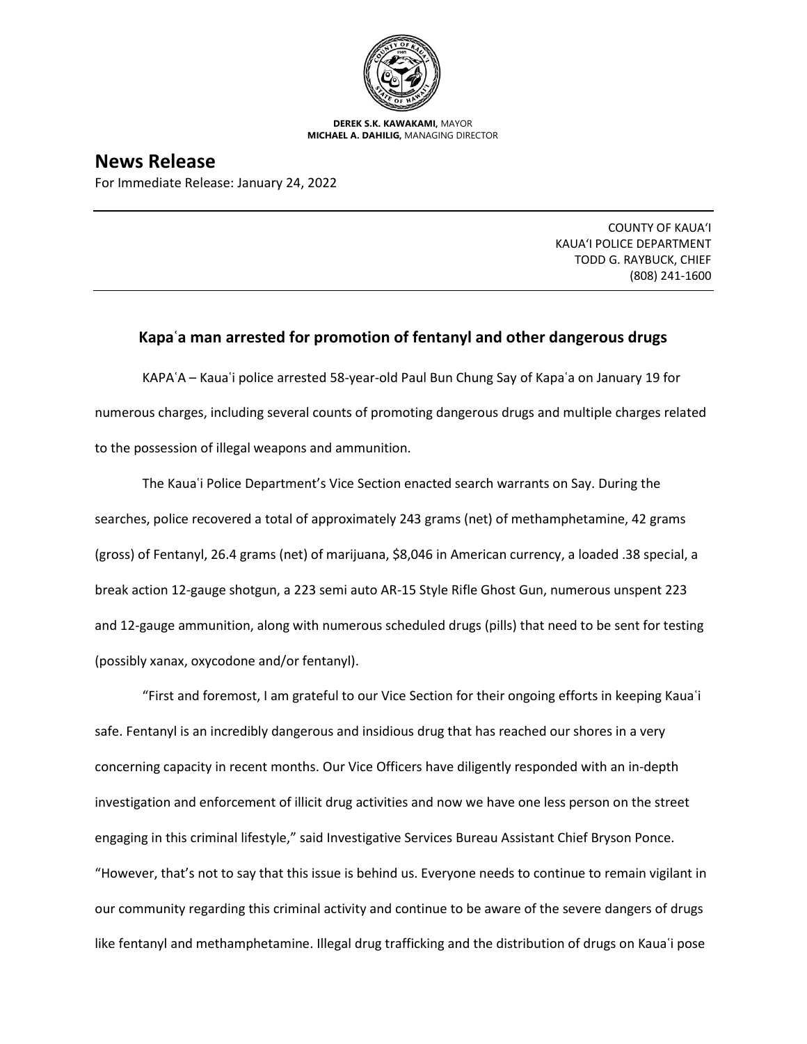**DEREK S.K. KAWAKAMI,** MAYOR
**MICHAEL A. DAHILIG,** MANAGING DIRECTOR

# News Release

For Immediate Release: January 24, 2022

COUNTY OF KAUAʻI
KAUAʻI POLICE DEPARTMENT
TODD G. RAYBUCK, CHIEF
(808) 241-1600

## Kapaʻa man arrested for promotion of fentanyl and other dangerous drugs

KAPAʻA – Kauaʻi police arrested 58-year-old Paul Bun Chung Say of Kapaʻa on January 19 for numerous charges, including several counts of promoting dangerous drugs and multiple charges related to the possession of illegal weapons and ammunition.

The Kauaʻi Police Department's Vice Section enacted search warrants on Say. During the searches, police recovered a total of approximately 243 grams (net) of methamphetamine, 42 grams (gross) of Fentanyl, 26.4 grams (net) of marijuana, $8,046 in American currency, a loaded .38 special, a break action 12-gauge shotgun, a 223 semi auto AR-15 Style Rifle Ghost Gun, numerous unspent 223 and 12-gauge ammunition, along with numerous scheduled drugs (pills) that need to be sent for testing (possibly xanax, oxycodone and/or fentanyl).

"First and foremost, I am grateful to our Vice Section for their ongoing efforts in keeping Kauaʻi safe. Fentanyl is an incredibly dangerous and insidious drug that has reached our shores in a very concerning capacity in recent months. Our Vice Officers have diligently responded with an in-depth investigation and enforcement of illicit drug activities and now we have one less person on the street engaging in this criminal lifestyle," said Investigative Services Bureau Assistant Chief Bryson Ponce. "However, that's not to say that this issue is behind us. Everyone needs to continue to remain vigilant in our community regarding this criminal activity and continue to be aware of the severe dangers of drugs like fentanyl and methamphetamine. Illegal drug trafficking and the distribution of drugs on Kauaʻi pose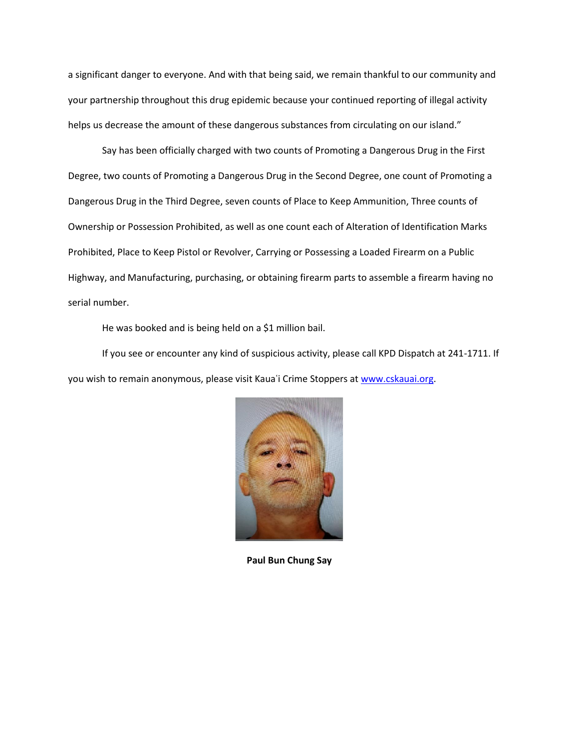a significant danger to everyone. And with that being said, we remain thankful to our community and your partnership throughout this drug epidemic because your continued reporting of illegal activity helps us decrease the amount of these dangerous substances from circulating on our island."

Say has been officially charged with two counts of Promoting a Dangerous Drug in the First Degree, two counts of Promoting a Dangerous Drug in the Second Degree, one count of Promoting a Dangerous Drug in the Third Degree, seven counts of Place to Keep Ammunition, Three counts of Ownership or Possession Prohibited, as well as one count each of Alteration of Identification Marks Prohibited, Place to Keep Pistol or Revolver, Carrying or Possessing a Loaded Firearm on a Public Highway, and Manufacturing, purchasing, or obtaining firearm parts to assemble a firearm having no serial number.

He was booked and is being held on a $1 million bail.

If you see or encounter any kind of suspicious activity, please call KPD Dispatch at 241-1711. If you wish to remain anonymous, please visit Kauaʻi Crime Stoppers at www.cskauai.org.

**Paul Bun Chung Say**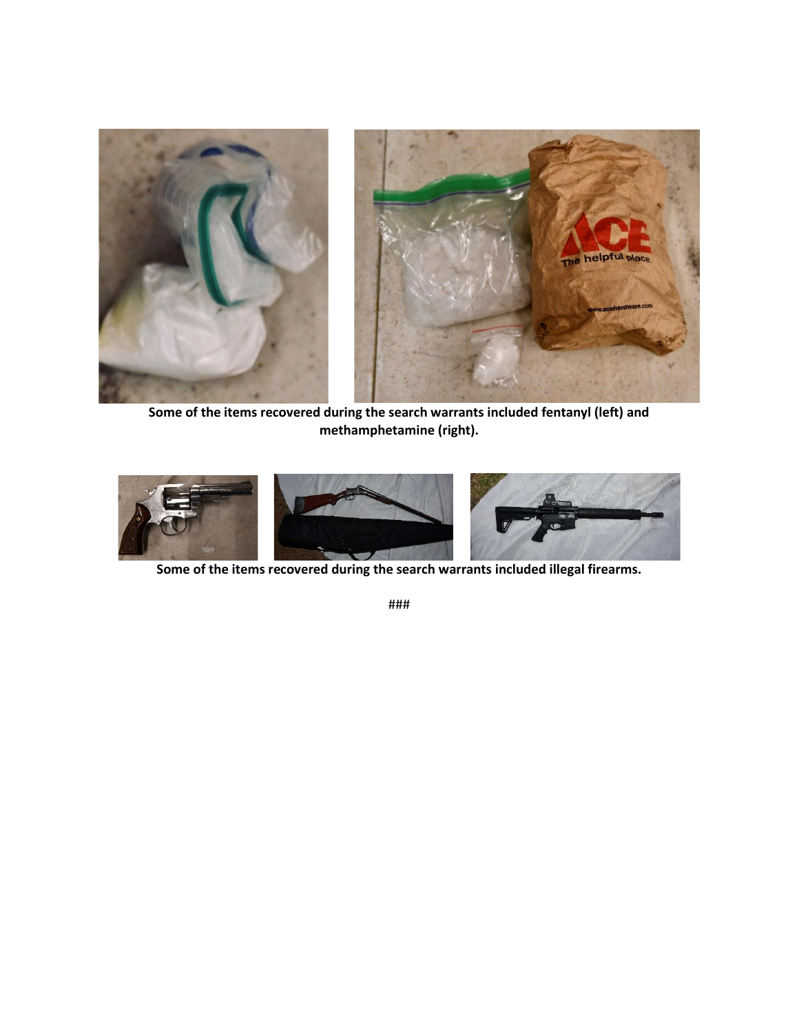**Some of the items recovered during the search warrants included fentanyl (left) and methamphetamine (right).**

**Some of the items recovered during the search warrants included illegal firearms.**

###